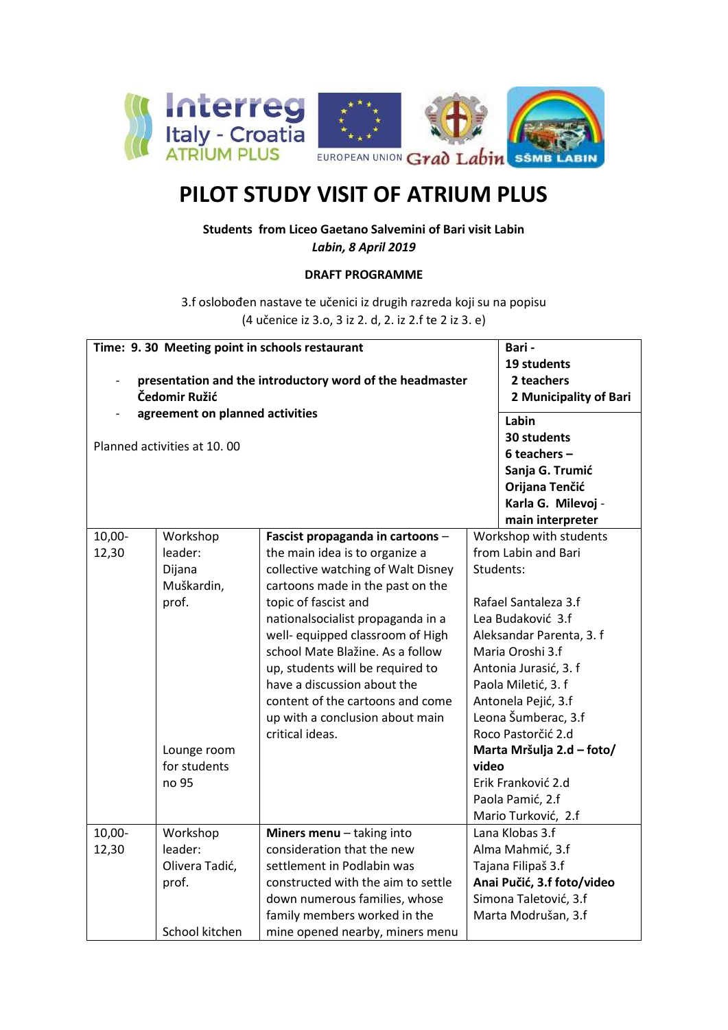# PILOT STUDY VISIT OF ATRIUM PLUS

**Students from Liceo Gaetano Salvemini of Bari visit Labin**
***Labin, 8 April 2019***

**DRAFT PROGRAMME**

3.f oslobođen nastave te učenici iz drugih razreda koji su na popisu
(4 učenice iz 3.o, 3 iz 2. d, 2. iz 2.f te 2 iz 3. e)

| Time: 9. 30 Meeting point in schools restaurant<br>- **presentation and the introductory word of the headmaster Čedomir Ružić**<br>- **agreement on planned activities**<br><br>Planned activities at 10. 00 | | | **Bari -**<br>**19 students**<br>**2 teachers**<br>**2 Municipality of Bari**<br><br>**Labin**<br>**30 students**<br>**6 teachers –**<br>**Sanja G. Trumić**<br>**Orijana Tenčić**<br>**Karla G. Milevoj** - **main interpreter** |
|---|---|---|---|
| 10,00-12,30 | Workshop leader: Dijana Muškardin, prof.<br><br>Lounge room for students no 95 | **Fascist propaganda in cartoons** – the main idea is to organize a collective watching of Walt Disney cartoons made in the past on the topic of fascist and nationalsocialist propaganda in a well- equipped classroom of High school Mate Blažine. As a follow up, students will be required to have a discussion about the content of the cartoons and come up with a conclusion about main critical ideas. | Workshop with students from Labin and Bari<br>Students:<br><br>Rafael Santaleza 3.f<br>Lea Budaković 3.f<br>Aleksandar Parenta, 3. f<br>Maria Oroshi 3.f<br>Antonia Jurasić, 3. f<br>Paola Miletić, 3. f<br>Antonela Pejić, 3.f<br>Leona Šumberac, 3.f<br>Roco Pastorčić 2.d<br>**Marta Mršulja 2.d – foto/ video**<br>Erik Franković 2.d<br>Paola Pamić, 2.f<br>Mario Turković, 2.f |
| 10,00-12,30 | Workshop leader: Olivera Tadić, prof.<br><br>School kitchen | **Miners menu** – taking into consideration that the new settlement in Podlabin was constructed with the aim to settle down numerous families, whose family members worked in the mine opened nearby, miners menu | Lana Klobas 3.f<br>Alma Mahmić, 3.f<br>Tajana Filipaš 3.f<br>**Anai Pučić, 3.f foto/video**<br>Simona Taletović, 3.f<br>Marta Modrušan, 3.f |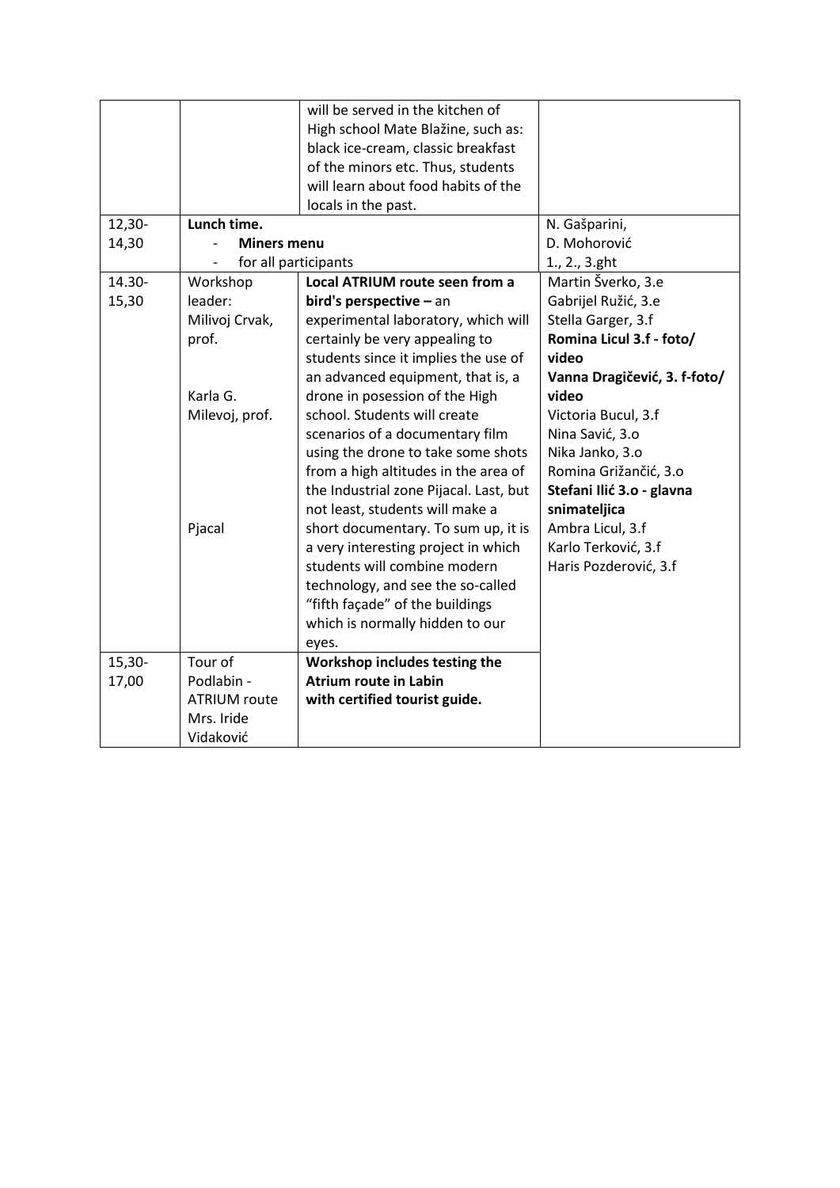| | | | |
|---|---|---|---|
| | | will be served in the kitchen of High school Mate Blažine, such as: black ice-cream, classic breakfast of the minors etc. Thus, students will learn about food habits of the locals in the past. | |
| 12,30-14,30 | **Lunch time.**<br>- **Miners menu**<br>- for all participants | | N. Gašparini,<br>D. Mohorović<br>1., 2., 3.ght |
| 14.30-15,30 | Workshop leader:<br>Milivoj Crvak, prof.<br><br>Karla G. Milevoj, prof.<br><br>Pjacal | **Local ATRIUM route seen from a bird's perspective –** an experimental laboratory, which will certainly be very appealing to students since it implies the use of an advanced equipment, that is, a drone in posession of the High school. Students will create scenarios of a documentary film using the drone to take some shots from a high altitudes in the area of the Industrial zone Pijacal. Last, but not least, students will make a short documentary. To sum up, it is a very interesting project in which students will combine modern technology, and see the so-called "fifth façade" of the buildings which is normally hidden to our eyes. | Martin Šverko, 3.e<br>Gabrijel Ružić, 3.e<br>Stella Garger, 3.f<br>**Romina Licul 3.f - foto/ video**<br>**Vanna Dragičević, 3. f-foto/ video**<br>Victoria Bucul, 3.f<br>Nina Savić, 3.o<br>Nika Janko, 3.o<br>Romina Grižančić, 3.o<br>**Stefani Ilić 3.o - glavna snimateljica**<br>Ambra Licul, 3.f<br>Karlo Terković, 3.f<br>Haris Pozderović, 3.f |
| 15,30-17,00 | Tour of Podlabin - ATRIUM route<br>Mrs. Iride Vidaković | **Workshop includes testing the Atrium route in Labin with certified tourist guide.** | |